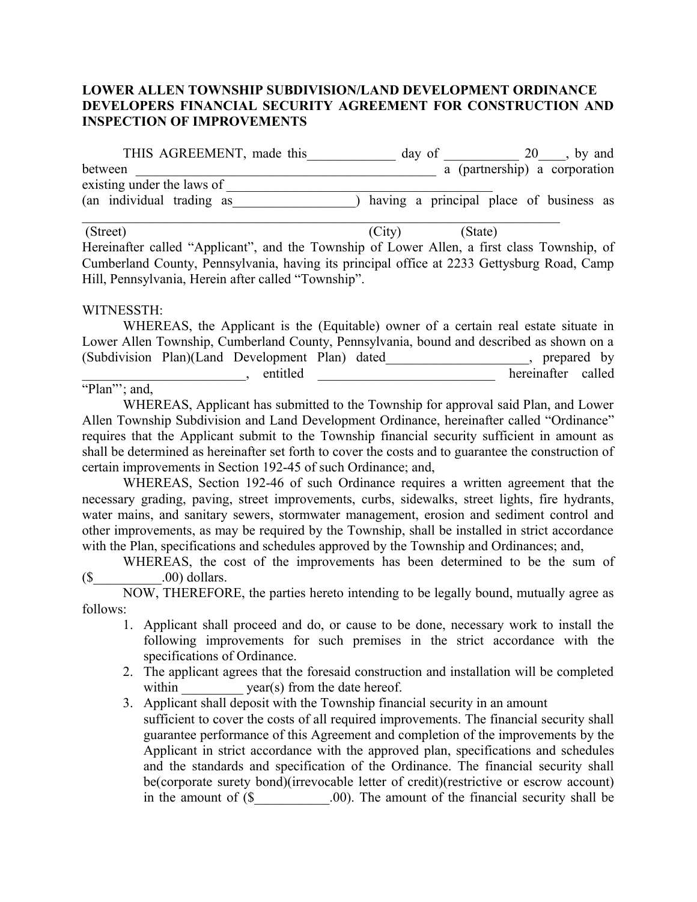**LOWER ALLEN TOWNSHIP SUBDIVISION/LAND DEVELOPMENT ORDINANCE DEVELOPERS FINANCIAL SECURITY AGREEMENT FOR CONSTRUCTION AND INSPECTION OF IMPROVEMENTS**

THIS AGREEMENT, made this_____________ day of ___________ 20____, by and between _____________________________________________ a (partnership) a corporation existing under the laws of _________________________________________
(an individual trading as__________________) having a principal place of business as ________________________________________________________________________

(Street) (City) (State)

Hereinafter called "Applicant", and the Township of Lower Allen, a first class Township, of Cumberland County, Pennsylvania, having its principal office at 2233 Gettysburg Road, Camp Hill, Pennsylvania, Herein after called "Township".

WITNESSTH:

WHEREAS, the Applicant is the (Equitable) owner of a certain real estate situate in Lower Allen Township, Cumberland County, Pennsylvania, bound and described as shown on a (Subdivision Plan)(Land Development Plan) dated_____________________, prepared by ________________________, entitled ___________________________ hereinafter called "Plan"'; and,

WHEREAS, Applicant has submitted to the Township for approval said Plan, and Lower Allen Township Subdivision and Land Development Ordinance, hereinafter called "Ordinance" requires that the Applicant submit to the Township financial security sufficient in amount as shall be determined as hereinafter set forth to cover the costs and to guarantee the construction of certain improvements in Section 192-45 of such Ordinance; and,

WHEREAS, Section 192-46 of such Ordinance requires a written agreement that the necessary grading, paving, street improvements, curbs, sidewalks, street lights, fire hydrants, water mains, and sanitary sewers, stormwater management, erosion and sediment control and other improvements, as may be required by the Township, shall be installed in strict accordance with the Plan, specifications and schedules approved by the Township and Ordinances; and,

WHEREAS, the cost of the improvements has been determined to be the sum of ($__________.00) dollars.

NOW, THEREFORE, the parties hereto intending to be legally bound, mutually agree as follows:

1. Applicant shall proceed and do, or cause to be done, necessary work to install the following improvements for such premises in the strict accordance with the specifications of Ordinance.
2. The applicant agrees that the foresaid construction and installation will be completed within _________ year(s) from the date hereof.
3. Applicant shall deposit with the Township financial security in an amount sufficient to cover the costs of all required improvements. The financial security shall guarantee performance of this Agreement and completion of the improvements by the Applicant in strict accordance with the approved plan, specifications and schedules and the standards and specification of the Ordinance. The financial security shall be(corporate surety bond)(irrevocable letter of credit)(restrictive or escrow account) in the amount of ($___________.00). The amount of the financial security shall be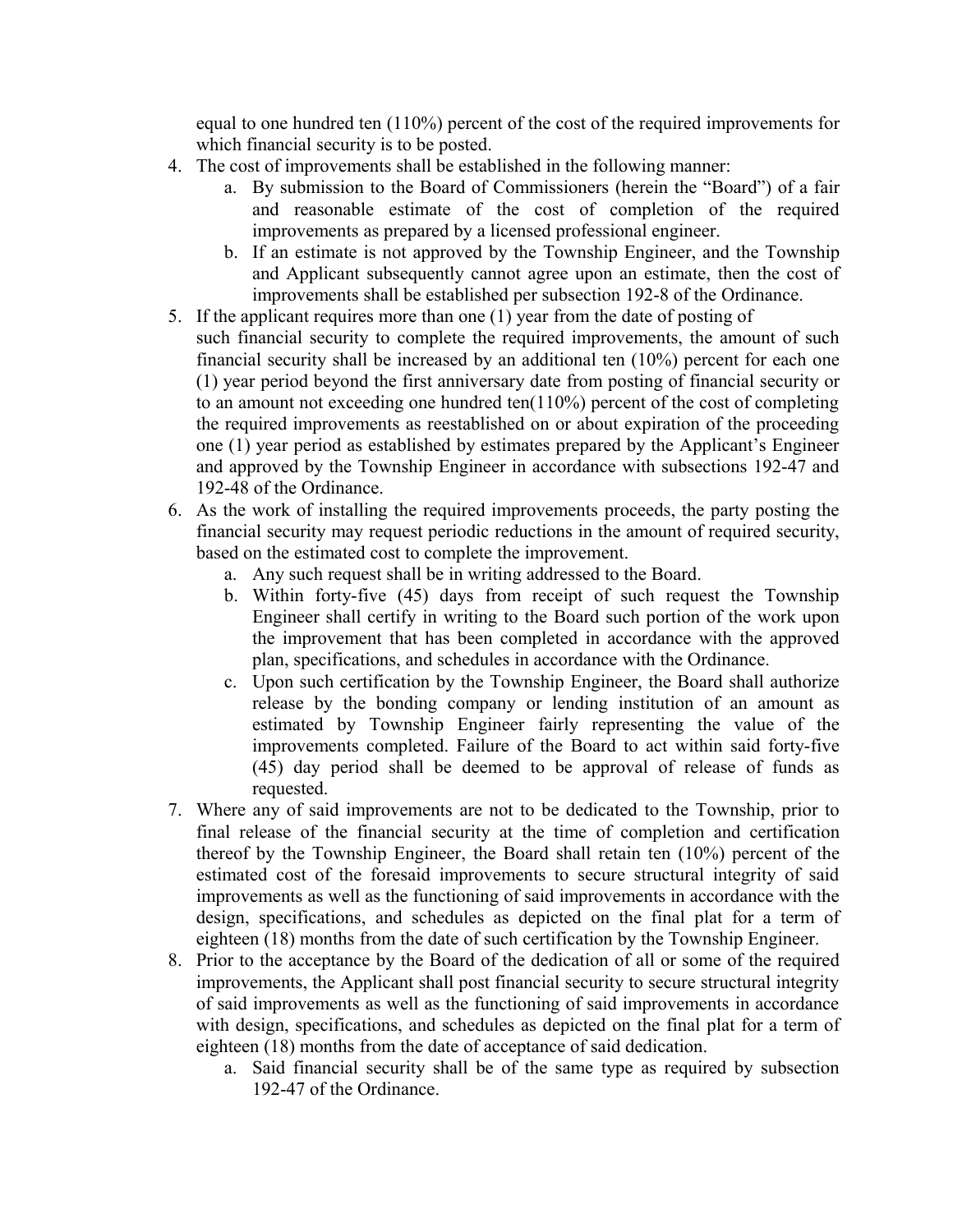equal to one hundred ten (110%) percent of the cost of the required improvements for which financial security is to be posted.

4. The cost of improvements shall be established in the following manner:
    a. By submission to the Board of Commissioners (herein the "Board") of a fair and reasonable estimate of the cost of completion of the required improvements as prepared by a licensed professional engineer.
    b. If an estimate is not approved by the Township Engineer, and the Township and Applicant subsequently cannot agree upon an estimate, then the cost of improvements shall be established per subsection 192-8 of the Ordinance.
5. If the applicant requires more than one (1) year from the date of posting of such financial security to complete the required improvements, the amount of such financial security shall be increased by an additional ten (10%) percent for each one (1) year period beyond the first anniversary date from posting of financial security or to an amount not exceeding one hundred ten(110%) percent of the cost of completing the required improvements as reestablished on or about expiration of the proceeding one (1) year period as established by estimates prepared by the Applicant's Engineer and approved by the Township Engineer in accordance with subsections 192-47 and 192-48 of the Ordinance.
6. As the work of installing the required improvements proceeds, the party posting the financial security may request periodic reductions in the amount of required security, based on the estimated cost to complete the improvement.
    a. Any such request shall be in writing addressed to the Board.
    b. Within forty-five (45) days from receipt of such request the Township Engineer shall certify in writing to the Board such portion of the work upon the improvement that has been completed in accordance with the approved plan, specifications, and schedules in accordance with the Ordinance.
    c. Upon such certification by the Township Engineer, the Board shall authorize release by the bonding company or lending institution of an amount as estimated by Township Engineer fairly representing the value of the improvements completed. Failure of the Board to act within said forty-five (45) day period shall be deemed to be approval of release of funds as requested.
7. Where any of said improvements are not to be dedicated to the Township, prior to final release of the financial security at the time of completion and certification thereof by the Township Engineer, the Board shall retain ten (10%) percent of the estimated cost of the foresaid improvements to secure structural integrity of said improvements as well as the functioning of said improvements in accordance with the design, specifications, and schedules as depicted on the final plat for a term of eighteen (18) months from the date of such certification by the Township Engineer.
8. Prior to the acceptance by the Board of the dedication of all or some of the required improvements, the Applicant shall post financial security to secure structural integrity of said improvements as well as the functioning of said improvements in accordance with design, specifications, and schedules as depicted on the final plat for a term of eighteen (18) months from the date of acceptance of said dedication.
    a. Said financial security shall be of the same type as required by subsection 192-47 of the Ordinance.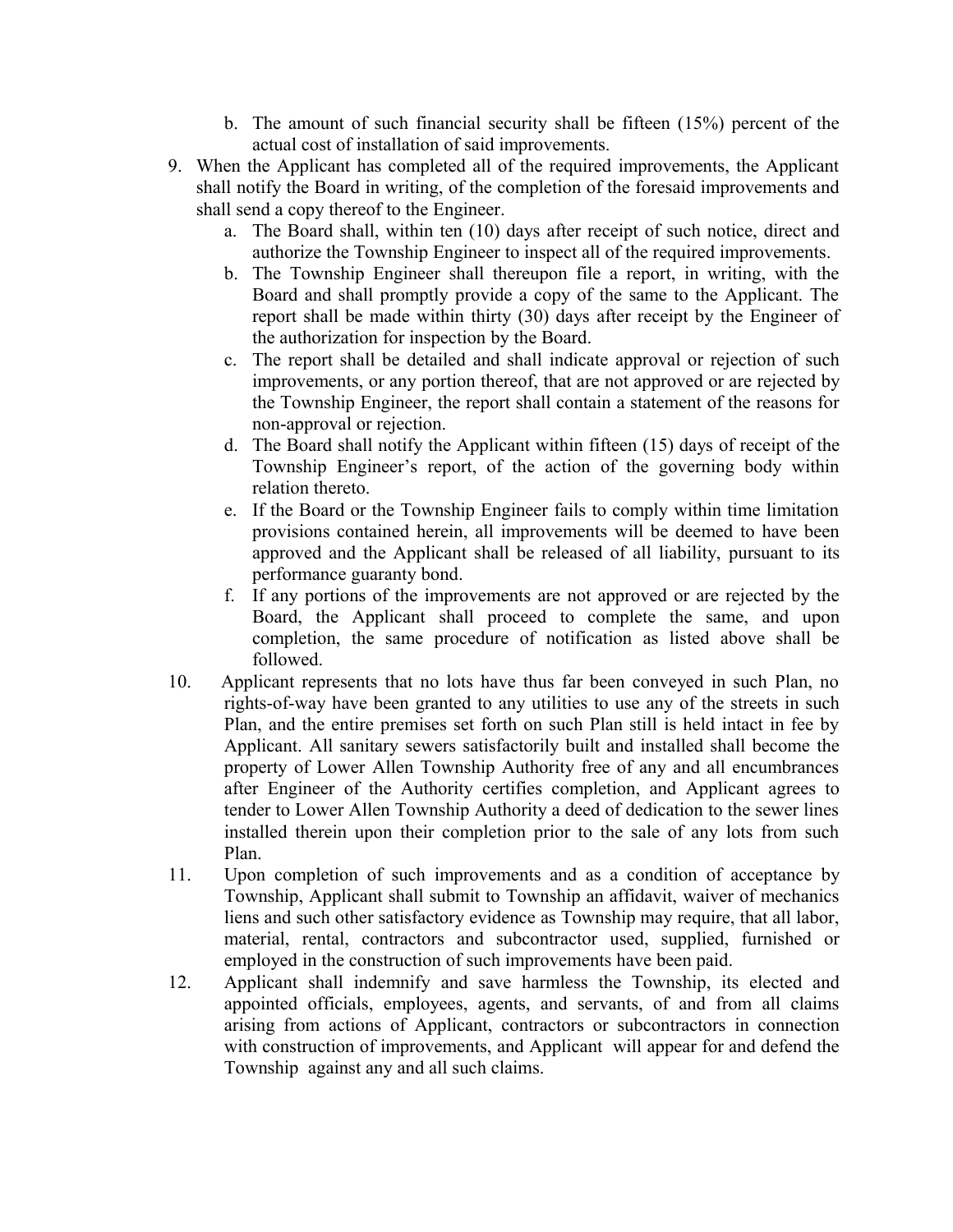b. The amount of such financial security shall be fifteen (15%) percent of the actual cost of installation of said improvements.

9. When the Applicant has completed all of the required improvements, the Applicant shall notify the Board in writing, of the completion of the foresaid improvements and shall send a copy thereof to the Engineer.
   a. The Board shall, within ten (10) days after receipt of such notice, direct and authorize the Township Engineer to inspect all of the required improvements.
   b. The Township Engineer shall thereupon file a report, in writing, with the Board and shall promptly provide a copy of the same to the Applicant. The report shall be made within thirty (30) days after receipt by the Engineer of the authorization for inspection by the Board.
   c. The report shall be detailed and shall indicate approval or rejection of such improvements, or any portion thereof, that are not approved or are rejected by the Township Engineer, the report shall contain a statement of the reasons for non-approval or rejection.
   d. The Board shall notify the Applicant within fifteen (15) days of receipt of the Township Engineer's report, of the action of the governing body within relation thereto.
   e. If the Board or the Township Engineer fails to comply within time limitation provisions contained herein, all improvements will be deemed to have been approved and the Applicant shall be released of all liability, pursuant to its performance guaranty bond.
   f. If any portions of the improvements are not approved or are rejected by the Board, the Applicant shall proceed to complete the same, and upon completion, the same procedure of notification as listed above shall be followed.

10. Applicant represents that no lots have thus far been conveyed in such Plan, no rights-of-way have been granted to any utilities to use any of the streets in such Plan, and the entire premises set forth on such Plan still is held intact in fee by Applicant. All sanitary sewers satisfactorily built and installed shall become the property of Lower Allen Township Authority free of any and all encumbrances after Engineer of the Authority certifies completion, and Applicant agrees to tender to Lower Allen Township Authority a deed of dedication to the sewer lines installed therein upon their completion prior to the sale of any lots from such Plan.

11. Upon completion of such improvements and as a condition of acceptance by Township, Applicant shall submit to Township an affidavit, waiver of mechanics liens and such other satisfactory evidence as Township may require, that all labor, material, rental, contractors and subcontractor used, supplied, furnished or employed in the construction of such improvements have been paid.

12. Applicant shall indemnify and save harmless the Township, its elected and appointed officials, employees, agents, and servants, of and from all claims arising from actions of Applicant, contractors or subcontractors in connection with construction of improvements, and Applicant will appear for and defend the Township against any and all such claims.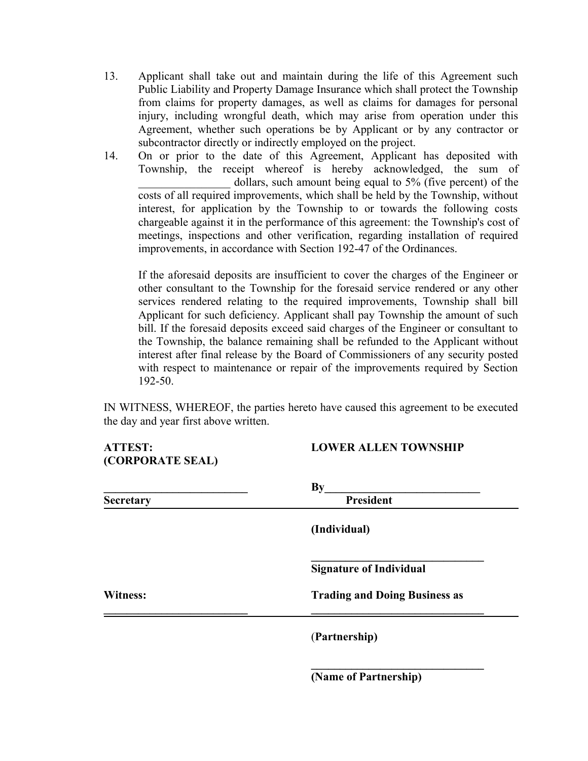13. Applicant shall take out and maintain during the life of this Agreement such Public Liability and Property Damage Insurance which shall protect the Township from claims for property damages, as well as claims for damages for personal injury, including wrongful death, which may arise from operation under this Agreement, whether such operations be by Applicant or by any contractor or subcontractor directly or indirectly employed on the project.

14. On or prior to the date of this Agreement, Applicant has deposited with Township, the receipt whereof is hereby acknowledged, the sum of ________________ dollars, such amount being equal to 5% (five percent) of the costs of all required improvements, which shall be held by the Township, without interest, for application by the Township to or towards the following costs chargeable against it in the performance of this agreement: the Township's cost of meetings, inspections and other verification, regarding installation of required improvements, in accordance with Section 192-47 of the Ordinances.

    If the aforesaid deposits are insufficient to cover the charges of the Engineer or other consultant to the Township for the foresaid service rendered or any other services rendered relating to the required improvements, Township shall bill Applicant for such deficiency. Applicant shall pay Township the amount of such bill. If the foresaid deposits exceed said charges of the Engineer or consultant to the Township, the balance remaining shall be refunded to the Applicant without interest after final release by the Board of Commissioners of any security posted with respect to maintenance or repair of the improvements required by Section 192-50.

IN WITNESS, WHEREOF, the parties hereto have caused this agreement to be executed the day and year first above written.

**ATTEST:**
**(CORPORATE SEAL)**

**LOWER ALLEN TOWNSHIP**

__________________________
**Secretary**

**By**___________________________
**President**

**(Individual)**

_______________________________
**Signature of Individual**

**Witness:**

__________________________

**Trading and Doing Business as**

_______________________________

**(Partnership)**

_______________________________
**(Name of Partnership)**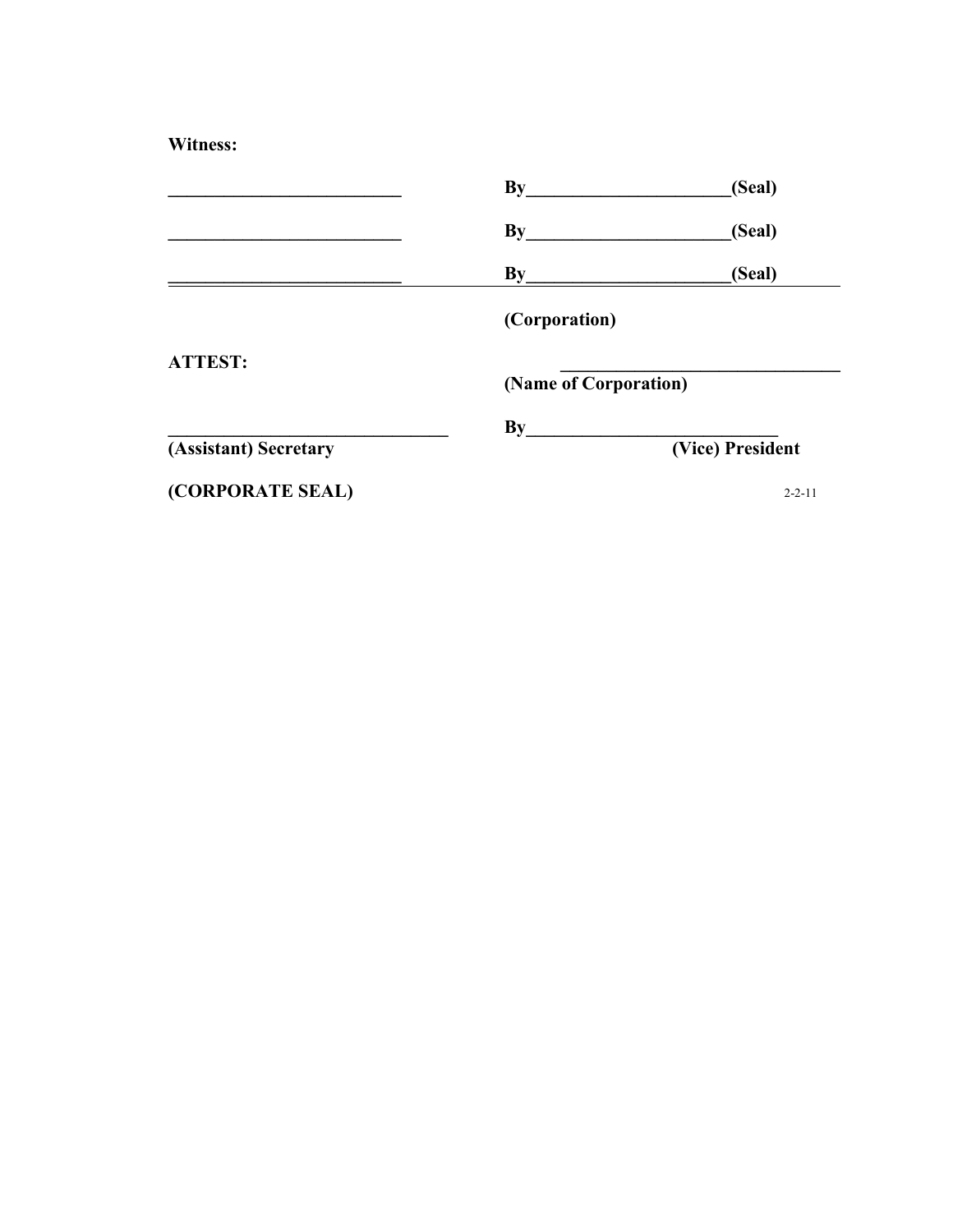**Witness:**

| | |
|---|---|
| __________________________ | **By______________________(Seal)** |
| __________________________ | **By______________________(Seal)** |
| __________________________ | **By______________________(Seal)** |
| | **(Corporation)** |
| **ATTEST:** | _______________________________ **(Name of Corporation)** |
| _______________________________ **(Assistant) Secretary** | **By___________________________ (Vice) President** |
| **(CORPORATE SEAL)** | 2-2-11 |